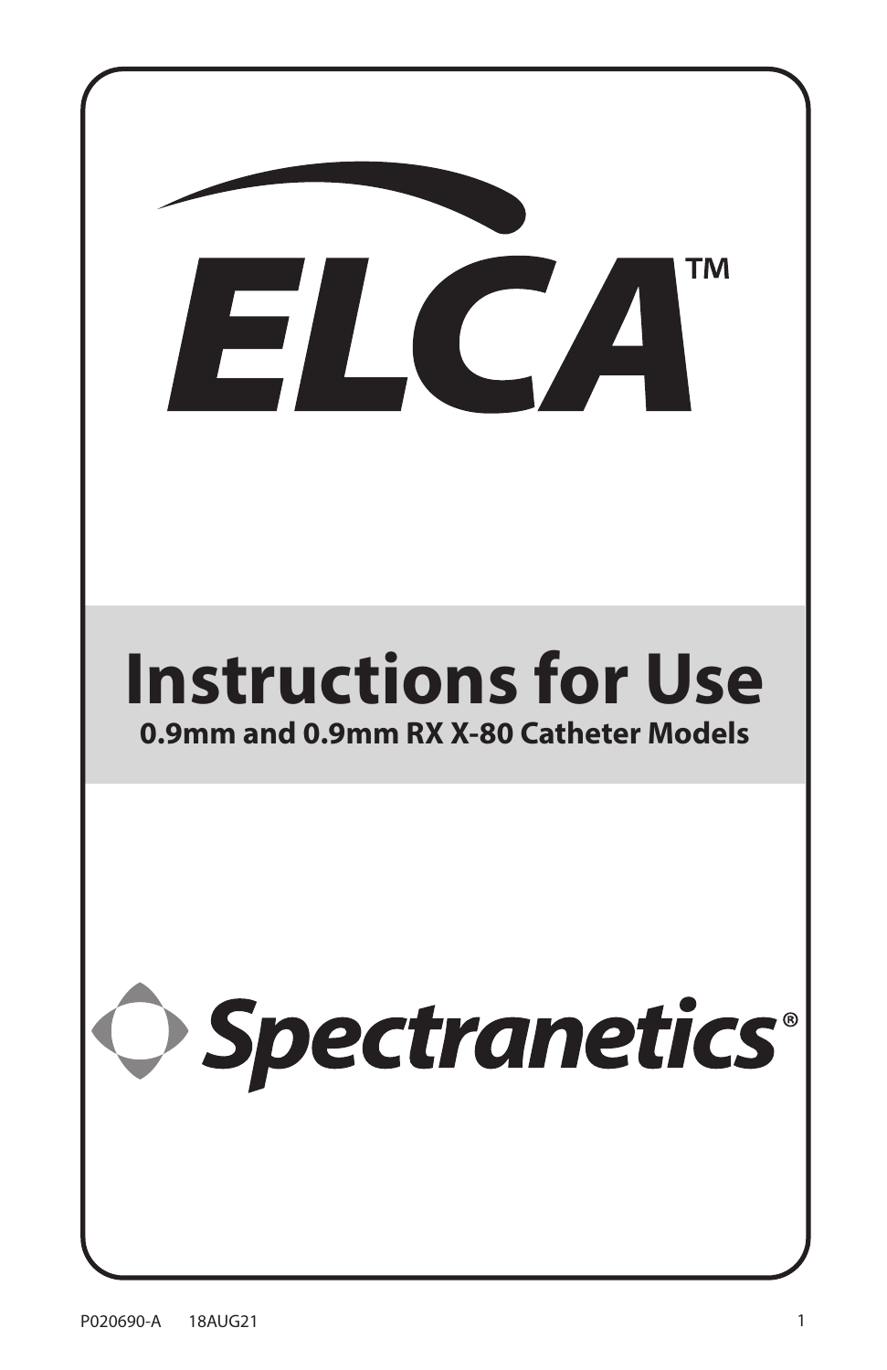# ELCA™

## Instructions for Use

**0.9mm and 0.9mm RX X-80 Catheter Models**

Spectranetics®

P020690-A 18AUG21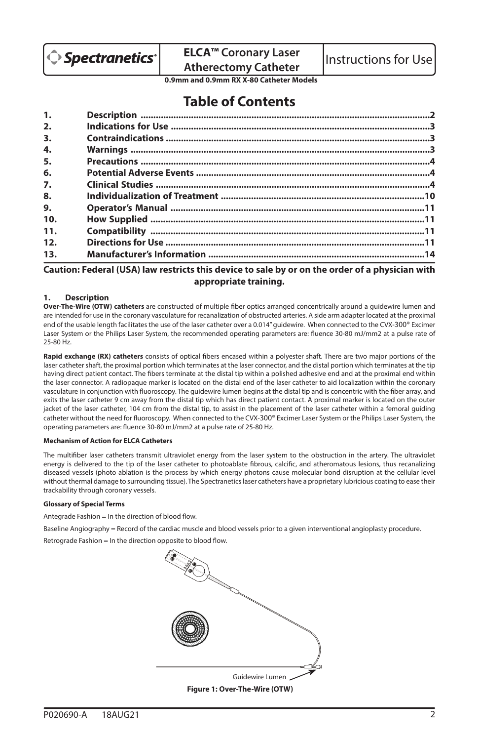# ELCA™ Coronary Laser Atherectomy Catheter

Instructions for Use

**0.9mm and 0.9mm RX X-80 Catheter Models**

# Table of Contents

| | | |
|---|---|---|
| 1. | Description | 2 |
| 2. | Indications for Use | 3 |
| 3. | Contraindications | 3 |
| 4. | Warnings | 3 |
| 5. | Precautions | 4 |
| 6. | Potential Adverse Events | 4 |
| 7. | Clinical Studies | 4 |
| 8. | Individualization of Treatment | 10 |
| 9. | Operator's Manual | 11 |
| 10. | How Supplied | 11 |
| 11. | Compatibility | 11 |
| 12. | Directions for Use | 11 |
| 13. | Manufacturer's Information | 14 |

**Caution: Federal (USA) law restricts this device to sale by or on the order of a physician with appropriate training.**

## 1. Description

**Over-The-Wire (OTW) catheters** are constructed of multiple fiber optics arranged concentrically around a guidewire lumen and are intended for use in the coronary vasculature for recanalization of obstructed arteries. A side arm adapter located at the proximal end of the usable length facilitates the use of the laser catheter over a 0.014" guidewire. When connected to the CVX-300® Excimer Laser System or the Philips Laser System, the recommended operating parameters are: fluence 30-80 mJ/mm2 at a pulse rate of 25-80 Hz.

**Rapid exchange (RX) catheters** consists of optical fibers encased within a polyester shaft. There are two major portions of the laser catheter shaft, the proximal portion which terminates at the laser connector, and the distal portion which terminates at the tip having direct patient contact. The fibers terminate at the distal tip within a polished adhesive end and at the proximal end within the laser connector. A radiopaque marker is located on the distal end of the laser catheter to aid localization within the coronary vasculature in conjunction with fluoroscopy. The guidewire lumen begins at the distal tip and is concentric with the fiber array, and exits the laser catheter 9 cm away from the distal tip which has direct patient contact. A proximal marker is located on the outer jacket of the laser catheter, 104 cm from the distal tip, to assist in the placement of the laser catheter within a femoral guiding catheter without the need for fluoroscopy. When connected to the CVX-300® Excimer Laser System or the Philips Laser System, the operating parameters are: fluence 30-80 mJ/mm2 at a pulse rate of 25-80 Hz.

#### Mechanism of Action for ELCA Catheters

The multifiber laser catheters transmit ultraviolet energy from the laser system to the obstruction in the artery. The ultraviolet energy is delivered to the tip of the laser catheter to photoablate fibrous, calcific, and atheromatous lesions, thus recanalizing diseased vessels (photo ablation is the process by which energy photons cause molecular bond disruption at the cellular level without thermal damage to surrounding tissue). The Spectranetics laser catheters have a proprietary lubricious coating to ease their trackability through coronary vessels.

#### Glossary of Special Terms

Antegrade Fashion = In the direction of blood flow.

Baseline Angiography = Record of the cardiac muscle and blood vessels prior to a given interventional angioplasty procedure.

Retrograde Fashion = In the direction opposite to blood flow.

Guidewire Lumen

**Figure 1: Over-The-Wire (OTW)**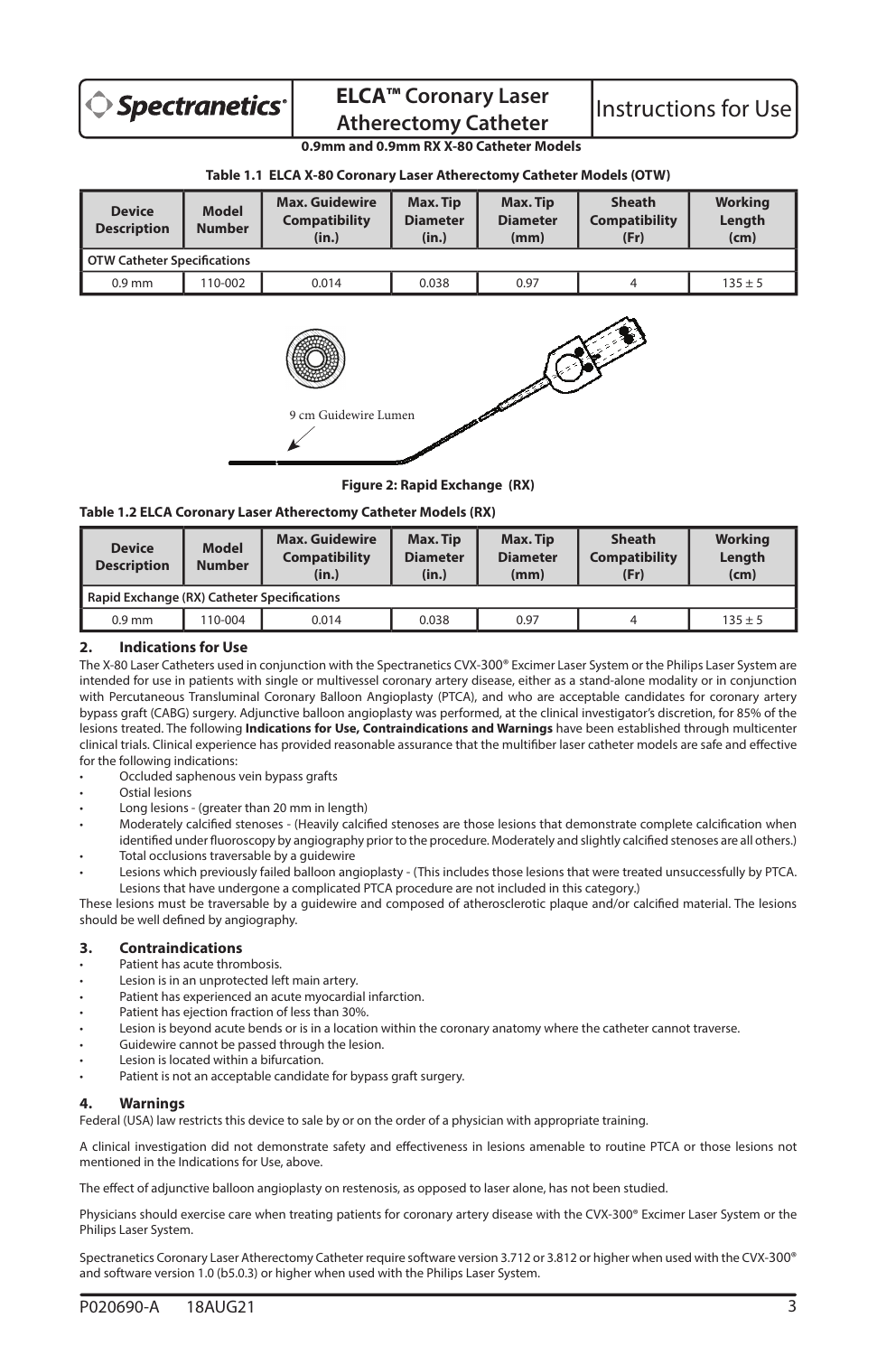# ELCA™ Coronary Laser Atherectomy Catheter

**0.9mm and 0.9mm RX X-80 Catheter Models**

**Table 1.1 ELCA X-80 Coronary Laser Atherectomy Catheter Models (OTW)**

| Device Description | Model Number | Max. Guidewire Compatibility (in.) | Max. Tip Diameter (in.) | Max. Tip Diameter (mm) | Sheath Compatibility (Fr) | Working Length (cm) |
|---|---|---|---|---|---|---|
| **OTW Catheter Specifications** | | | | | | |
| 0.9 mm | 110-002 | 0.014 | 0.038 | 0.97 | 4 | 135 ± 5 |

9 cm Guidewire Lumen

**Figure 2: Rapid Exchange (RX)**

**Table 1.2 ELCA Coronary Laser Atherectomy Catheter Models (RX)**

| Device Description | Model Number | Max. Guidewire Compatibility (in.) | Max. Tip Diameter (in.) | Max. Tip Diameter (mm) | Sheath Compatibility (Fr) | Working Length (cm) |
|---|---|---|---|---|---|---|
| **Rapid Exchange (RX) Catheter Specifications** | | | | | | |
| 0.9 mm | 110-004 | 0.014 | 0.038 | 0.97 | 4 | 135 ± 5 |

## 2. Indications for Use

The X-80 Laser Catheters used in conjunction with the Spectranetics CVX-300® Excimer Laser System or the Philips Laser System are intended for use in patients with single or multivessel coronary artery disease, either as a stand-alone modality or in conjunction with Percutaneous Transluminal Coronary Balloon Angioplasty (PTCA), and who are acceptable candidates for coronary artery bypass graft (CABG) surgery. Adjunctive balloon angioplasty was performed, at the clinical investigator's discretion, for 85% of the lesions treated. The following **Indications for Use, Contraindications and Warnings** have been established through multicenter clinical trials. Clinical experience has provided reasonable assurance that the multifiber laser catheter models are safe and effective for the following indications:

- Occluded saphenous vein bypass grafts
- Ostial lesions
- Long lesions - (greater than 20 mm in length)
- Moderately calcified stenoses - (Heavily calcified stenoses are those lesions that demonstrate complete calcification when identified under fluoroscopy by angiography prior to the procedure. Moderately and slightly calcified stenoses are all others.)
- Total occlusions traversable by a guidewire
- Lesions which previously failed balloon angioplasty - (This includes those lesions that were treated unsuccessfully by PTCA. Lesions that have undergone a complicated PTCA procedure are not included in this category.)

These lesions must be traversable by a guidewire and composed of atherosclerotic plaque and/or calcified material. The lesions should be well defined by angiography.

## 3. Contraindications

- Patient has acute thrombosis.
- Lesion is in an unprotected left main artery.
- Patient has experienced an acute myocardial infarction.
- Patient has ejection fraction of less than 30%.
- Lesion is beyond acute bends or is in a location within the coronary anatomy where the catheter cannot traverse.
- Guidewire cannot be passed through the lesion.
- Lesion is located within a bifurcation.
- Patient is not an acceptable candidate for bypass graft surgery.

## 4. Warnings

Federal (USA) law restricts this device to sale by or on the order of a physician with appropriate training.

A clinical investigation did not demonstrate safety and effectiveness in lesions amenable to routine PTCA or those lesions not mentioned in the Indications for Use, above.

The effect of adjunctive balloon angioplasty on restenosis, as opposed to laser alone, has not been studied.

Physicians should exercise care when treating patients for coronary artery disease with the CVX-300® Excimer Laser System or the Philips Laser System.

Spectranetics Coronary Laser Atherectomy Catheter require software version 3.712 or 3.812 or higher when used with the CVX-300® and software version 1.0 (b5.0.3) or higher when used with the Philips Laser System.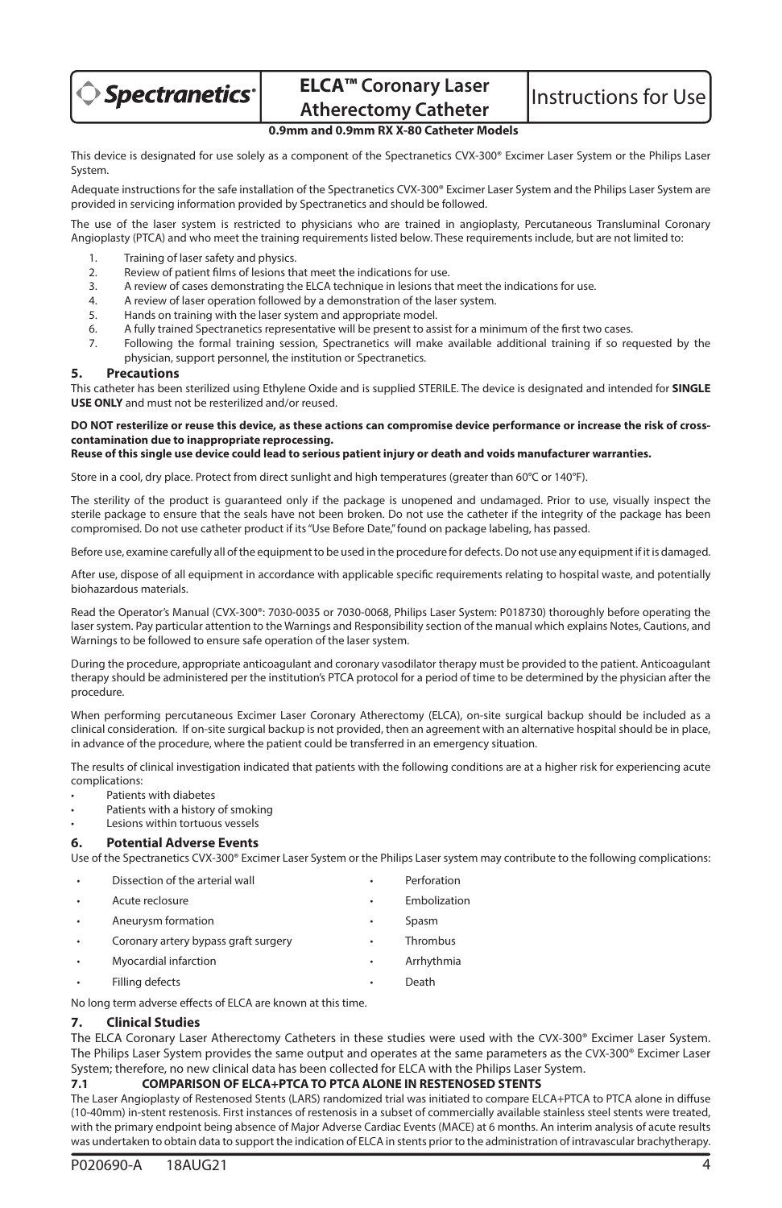**0.9mm and 0.9mm RX X-80 Catheter Models**

This device is designated for use solely as a component of the Spectranetics CVX-300® Excimer Laser System or the Philips Laser System.

Adequate instructions for the safe installation of the Spectranetics CVX-300® Excimer Laser System and the Philips Laser System are provided in servicing information provided by Spectranetics and should be followed.

The use of the laser system is restricted to physicians who are trained in angioplasty, Percutaneous Transluminal Coronary Angioplasty (PTCA) and who meet the training requirements listed below. These requirements include, but are not limited to:

1. Training of laser safety and physics.
2. Review of patient films of lesions that meet the indications for use.
3. A review of cases demonstrating the ELCA technique in lesions that meet the indications for use.
4. A review of laser operation followed by a demonstration of the laser system.
5. Hands on training with the laser system and appropriate model.
6. A fully trained Spectranetics representative will be present to assist for a minimum of the first two cases.
7. Following the formal training session, Spectranetics will make available additional training if so requested by the physician, support personnel, the institution or Spectranetics.

### 5. Precautions

This catheter has been sterilized using Ethylene Oxide and is supplied STERILE. The device is designated and intended for **SINGLE USE ONLY** and must not be resterilized and/or reused.

**DO NOT resterilize or reuse this device, as these actions can compromise device performance or increase the risk of cross-contamination due to inappropriate reprocessing.**
**Reuse of this single use device could lead to serious patient injury or death and voids manufacturer warranties.**

Store in a cool, dry place. Protect from direct sunlight and high temperatures (greater than 60°C or 140°F).

The sterility of the product is guaranteed only if the package is unopened and undamaged. Prior to use, visually inspect the sterile package to ensure that the seals have not been broken. Do not use the catheter if the integrity of the package has been compromised. Do not use catheter product if its "Use Before Date," found on package labeling, has passed.

Before use, examine carefully all of the equipment to be used in the procedure for defects. Do not use any equipment if it is damaged.

After use, dispose of all equipment in accordance with applicable specific requirements relating to hospital waste, and potentially biohazardous materials.

Read the Operator's Manual (CVX-300®: 7030-0035 or 7030-0068, Philips Laser System: P018730) thoroughly before operating the laser system. Pay particular attention to the Warnings and Responsibility section of the manual which explains Notes, Cautions, and Warnings to be followed to ensure safe operation of the laser system.

During the procedure, appropriate anticoagulant and coronary vasodilator therapy must be provided to the patient. Anticoagulant therapy should be administered per the institution's PTCA protocol for a period of time to be determined by the physician after the procedure.

When performing percutaneous Excimer Laser Coronary Atherectomy (ELCA), on-site surgical backup should be included as a clinical consideration. If on-site surgical backup is not provided, then an agreement with an alternative hospital should be in place, in advance of the procedure, where the patient could be transferred in an emergency situation.

The results of clinical investigation indicated that patients with the following conditions are at a higher risk for experiencing acute complications:

- Patients with diabetes
- Patients with a history of smoking
- Lesions within tortuous vessels

### 6. Potential Adverse Events

Use of the Spectranetics CVX-300® Excimer Laser System or the Philips Laser system may contribute to the following complications:

- Dissection of the arterial wall
- Acute reclosure
- Aneurysm formation
- Coronary artery bypass graft surgery
- Myocardial infarction
- Filling defects
- Perforation
- Embolization
- Spasm
- Thrombus
- Arrhythmia
- Death

No long term adverse effects of ELCA are known at this time.

### 7. Clinical Studies

The ELCA Coronary Laser Atherectomy Catheters in these studies were used with the CVX-300® Excimer Laser System. The Philips Laser System provides the same output and operates at the same parameters as the CVX-300® Excimer Laser System; therefore, no new clinical data has been collected for ELCA with the Philips Laser System.

#### 7.1 COMPARISON OF ELCA+PTCA TO PTCA ALONE IN RESTENOSED STENTS

The Laser Angioplasty of Restenosed Stents (LARS) randomized trial was initiated to compare ELCA+PTCA to PTCA alone in diffuse (10-40mm) in-stent restenosis. First instances of restenosis in a subset of commercially available stainless steel stents were treated, with the primary endpoint being absence of Major Adverse Cardiac Events (MACE) at 6 months. An interim analysis of acute results was undertaken to obtain data to support the indication of ELCA in stents prior to the administration of intravascular brachytherapy.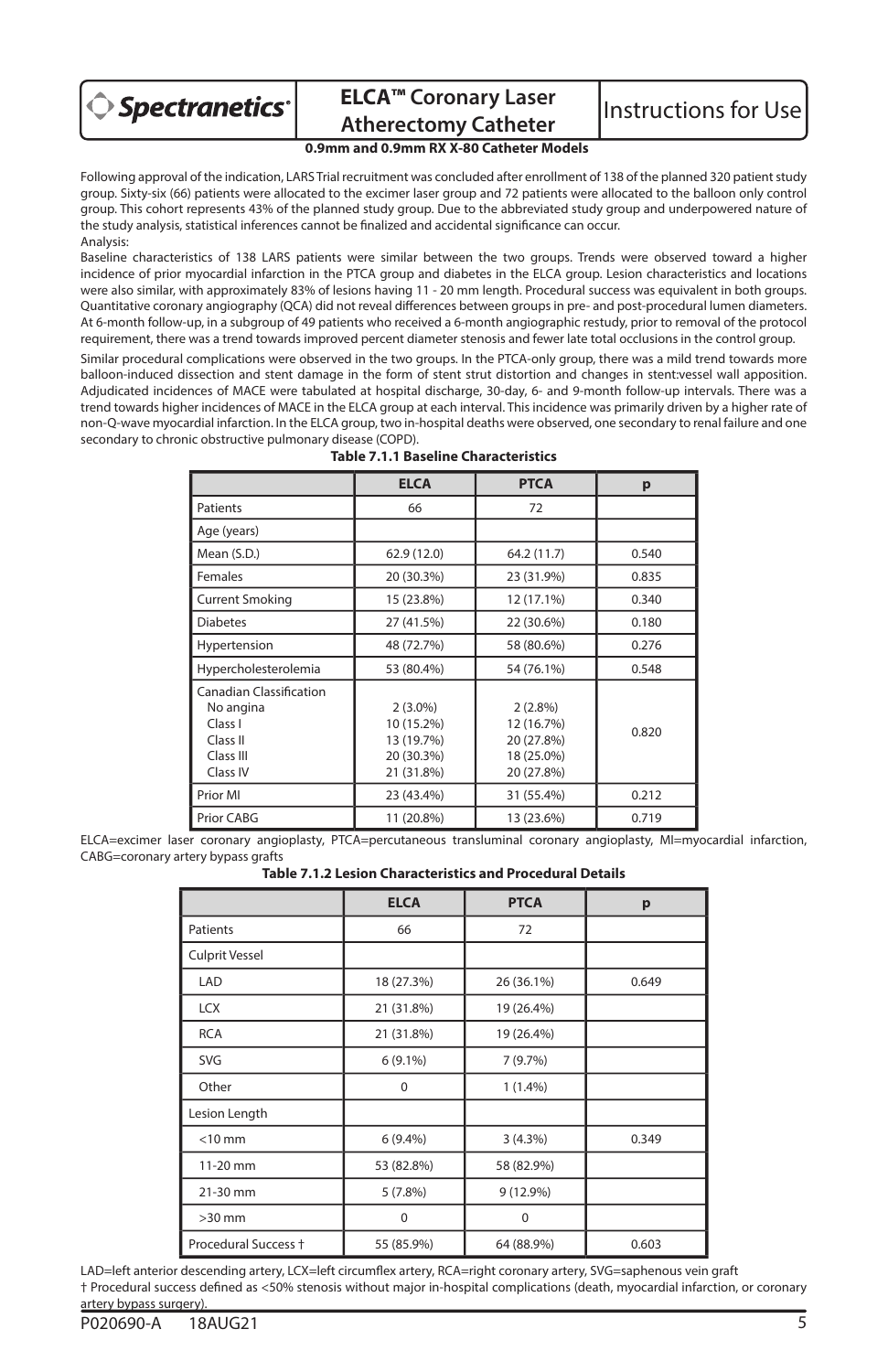Following approval of the indication, LARS Trial recruitment was concluded after enrollment of 138 of the planned 320 patient study group. Sixty-six (66) patients were allocated to the excimer laser group and 72 patients were allocated to the balloon only control group. This cohort represents 43% of the planned study group. Due to the abbreviated study group and underpowered nature of the study analysis, statistical inferences cannot be finalized and accidental significance can occur.

Analysis:

Baseline characteristics of 138 LARS patients were similar between the two groups. Trends were observed toward a higher incidence of prior myocardial infarction in the PTCA group and diabetes in the ELCA group. Lesion characteristics and locations were also similar, with approximately 83% of lesions having 11 - 20 mm length. Procedural success was equivalent in both groups. Quantitative coronary angiography (QCA) did not reveal differences between groups in pre- and post-procedural lumen diameters. At 6-month follow-up, in a subgroup of 49 patients who received a 6-month angiographic restudy, prior to removal of the protocol requirement, there was a trend towards improved percent diameter stenosis and fewer late total occlusions in the control group.

Similar procedural complications were observed in the two groups. In the PTCA-only group, there was a mild trend towards more balloon-induced dissection and stent damage in the form of stent strut distortion and changes in stent:vessel wall apposition. Adjudicated incidences of MACE were tabulated at hospital discharge, 30-day, 6- and 9-month follow-up intervals. There was a trend towards higher incidences of MACE in the ELCA group at each interval. This incidence was primarily driven by a higher rate of non-Q-wave myocardial infarction. In the ELCA group, two in-hospital deaths were observed, one secondary to renal failure and one secondary to chronic obstructive pulmonary disease (COPD).

**Table 7.1.1 Baseline Characteristics**

| | ELCA | PTCA | p |
|---|---|---|---|
| Patients | 66 | 72 | |
| Age (years) | | | |
| Mean (S.D.) | 62.9 (12.0) | 64.2 (11.7) | 0.540 |
| Females | 20 (30.3%) | 23 (31.9%) | 0.835 |
| Current Smoking | 15 (23.8%) | 12 (17.1%) | 0.340 |
| Diabetes | 27 (41.5%) | 22 (30.6%) | 0.180 |
| Hypertension | 48 (72.7%) | 58 (80.6%) | 0.276 |
| Hypercholesterolemia | 53 (80.4%) | 54 (76.1%) | 0.548 |
| Canadian Classification | | | 0.820 |
| No angina | 2 (3.0%) | 2 (2.8%) | |
| Class I | 10 (15.2%) | 12 (16.7%) | |
| Class II | 13 (19.7%) | 20 (27.8%) | |
| Class III | 20 (30.3%) | 18 (25.0%) | |
| Class IV | 21 (31.8%) | 20 (27.8%) | |
| Prior MI | 23 (43.4%) | 31 (55.4%) | 0.212 |
| Prior CABG | 11 (20.8%) | 13 (23.6%) | 0.719 |

ELCA=excimer laser coronary angioplasty, PTCA=percutaneous transluminal coronary angioplasty, MI=myocardial infarction, CABG=coronary artery bypass grafts

**Table 7.1.2 Lesion Characteristics and Procedural Details**

| | ELCA | PTCA | p |
|---|---|---|---|
| Patients | 66 | 72 | |
| Culprit Vessel | | | |
| LAD | 18 (27.3%) | 26 (36.1%) | 0.649 |
| LCX | 21 (31.8%) | 19 (26.4%) | |
| RCA | 21 (31.8%) | 19 (26.4%) | |
| SVG | 6 (9.1%) | 7 (9.7%) | |
| Other | 0 | 1 (1.4%) | |
| Lesion Length | | | |
| <10 mm | 6 (9.4%) | 3 (4.3%) | 0.349 |
| 11-20 mm | 53 (82.8%) | 58 (82.9%) | |
| 21-30 mm | 5 (7.8%) | 9 (12.9%) | |
| >30 mm | 0 | 0 | |
| Procedural Success † | 55 (85.9%) | 64 (88.9%) | 0.603 |

LAD=left anterior descending artery, LCX=left circumflex artery, RCA=right coronary artery, SVG=saphenous vein graft

† Procedural success defined as <50% stenosis without major in-hospital complications (death, myocardial infarction, or coronary artery bypass surgery).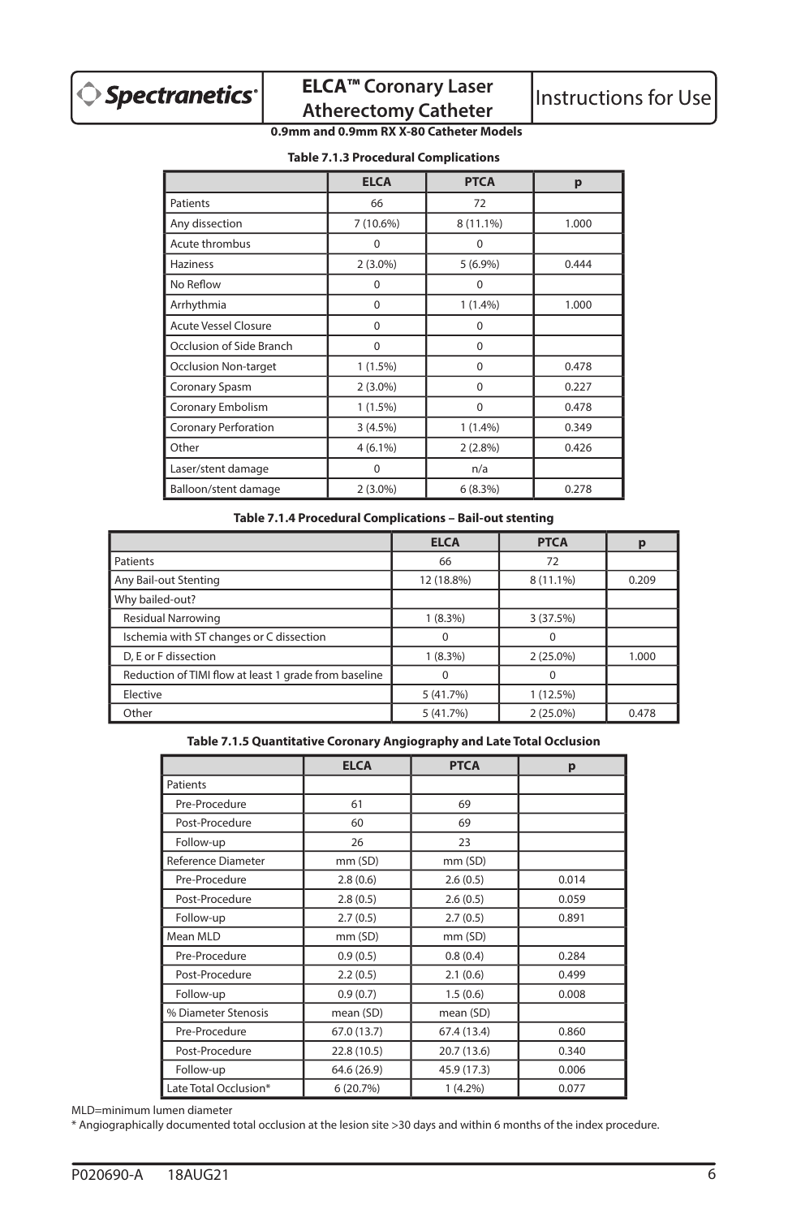**Table 7.1.3 Procedural Complications**

| | ELCA | PTCA | p |
|---|---|---|---|
| Patients | 66 | 72 | |
| Any dissection | 7 (10.6%) | 8 (11.1%) | 1.000 |
| Acute thrombus | 0 | 0 | |
| Haziness | 2 (3.0%) | 5 (6.9%) | 0.444 |
| No Reflow | 0 | 0 | |
| Arrhythmia | 0 | 1 (1.4%) | 1.000 |
| Acute Vessel Closure | 0 | 0 | |
| Occlusion of Side Branch | 0 | 0 | |
| Occlusion Non-target | 1 (1.5%) | 0 | 0.478 |
| Coronary Spasm | 2 (3.0%) | 0 | 0.227 |
| Coronary Embolism | 1 (1.5%) | 0 | 0.478 |
| Coronary Perforation | 3 (4.5%) | 1 (1.4%) | 0.349 |
| Other | 4 (6.1%) | 2 (2.8%) | 0.426 |
| Laser/stent damage | 0 | n/a | |
| Balloon/stent damage | 2 (3.0%) | 6 (8.3%) | 0.278 |

**Table 7.1.4 Procedural Complications – Bail-out stenting**

| | ELCA | PTCA | p |
|---|---|---|---|
| Patients | 66 | 72 | |
| Any Bail-out Stenting | 12 (18.8%) | 8 (11.1%) | 0.209 |
| Why bailed-out? | | | |
| Residual Narrowing | 1 (8.3%) | 3 (37.5%) | |
| Ischemia with ST changes or C dissection | 0 | 0 | |
| D, E or F dissection | 1 (8.3%) | 2 (25.0%) | 1.000 |
| Reduction of TIMI flow at least 1 grade from baseline | 0 | 0 | |
| Elective | 5 (41.7%) | 1 (12.5%) | |
| Other | 5 (41.7%) | 2 (25.0%) | 0.478 |

**Table 7.1.5 Quantitative Coronary Angiography and Late Total Occlusion**

| | ELCA | PTCA | p |
|---|---|---|---|
| Patients | | | |
| Pre-Procedure | 61 | 69 | |
| Post-Procedure | 60 | 69 | |
| Follow-up | 26 | 23 | |
| Reference Diameter | mm (SD) | mm (SD) | |
| Pre-Procedure | 2.8 (0.6) | 2.6 (0.5) | 0.014 |
| Post-Procedure | 2.8 (0.5) | 2.6 (0.5) | 0.059 |
| Follow-up | 2.7 (0.5) | 2.7 (0.5) | 0.891 |
| Mean MLD | mm (SD) | mm (SD) | |
| Pre-Procedure | 0.9 (0.5) | 0.8 (0.4) | 0.284 |
| Post-Procedure | 2.2 (0.5) | 2.1 (0.6) | 0.499 |
| Follow-up | 0.9 (0.7) | 1.5 (0.6) | 0.008 |
| % Diameter Stenosis | mean (SD) | mean (SD) | |
| Pre-Procedure | 67.0 (13.7) | 67.4 (13.4) | 0.860 |
| Post-Procedure | 22.8 (10.5) | 20.7 (13.6) | 0.340 |
| Follow-up | 64.6 (26.9) | 45.9 (17.3) | 0.006 |
| Late Total Occlusion* | 6 (20.7%) | 1 (4.2%) | 0.077 |

MLD=minimum lumen diameter

* Angiographically documented total occlusion at the lesion site >30 days and within 6 months of the index procedure.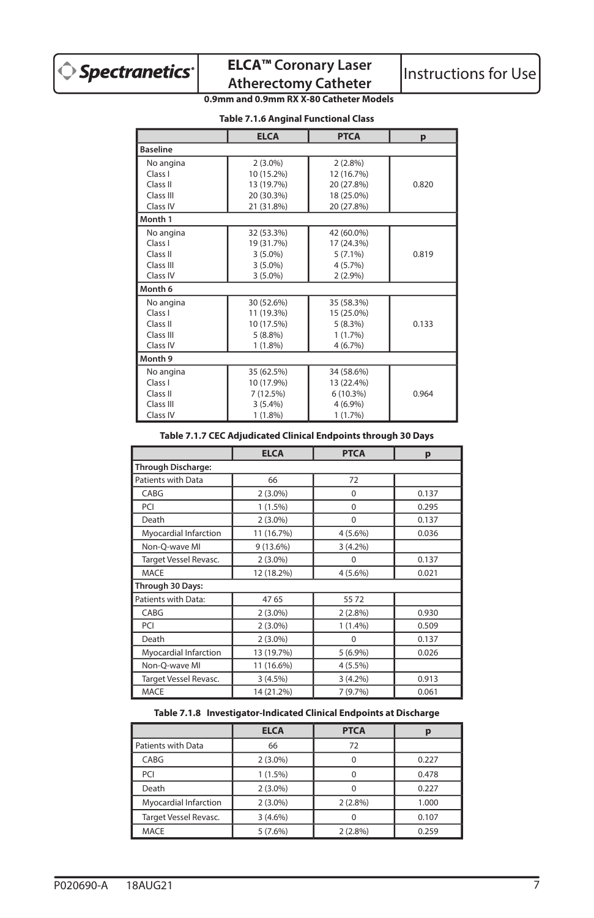**0.9mm and 0.9mm RX X-80 Catheter Models**

**Table 7.1.6 Anginal Functional Class**

| | ELCA | PTCA | p |
|---|---|---|---|
| **Baseline** | | | |
| No angina | 2 (3.0%) | 2 (2.8%) | |
| Class I | 10 (15.2%) | 12 (16.7%) | |
| Class II | 13 (19.7%) | 20 (27.8%) | 0.820 |
| Class III | 20 (30.3%) | 18 (25.0%) | |
| Class IV | 21 (31.8%) | 20 (27.8%) | |
| **Month 1** | | | |
| No angina | 32 (53.3%) | 42 (60.0%) | |
| Class I | 19 (31.7%) | 17 (24.3%) | |
| Class II | 3 (5.0%) | 5 (7.1%) | 0.819 |
| Class III | 3 (5.0%) | 4 (5.7%) | |
| Class IV | 3 (5.0%) | 2 (2.9%) | |
| **Month 6** | | | |
| No angina | 30 (52.6%) | 35 (58.3%) | |
| Class I | 11 (19.3%) | 15 (25.0%) | |
| Class II | 10 (17.5%) | 5 (8.3%) | 0.133 |
| Class III | 5 (8.8%) | 1 (1.7%) | |
| Class IV | 1 (1.8%) | 4 (6.7%) | |
| **Month 9** | | | |
| No angina | 35 (62.5%) | 34 (58.6%) | |
| Class I | 10 (17.9%) | 13 (22.4%) | |
| Class II | 7 (12.5%) | 6 (10.3%) | 0.964 |
| Class III | 3 (5.4%) | 4 (6.9%) | |
| Class IV | 1 (1.8%) | 1 (1.7%) | |

**Table 7.1.7 CEC Adjudicated Clinical Endpoints through 30 Days**

| | ELCA | PTCA | p |
|---|---|---|---|
| **Through Discharge:** | | | |
| Patients with Data | 66 | 72 | |
| CABG | 2 (3.0%) | 0 | 0.137 |
| PCI | 1 (1.5%) | 0 | 0.295 |
| Death | 2 (3.0%) | 0 | 0.137 |
| Myocardial Infarction | 11 (16.7%) | 4 (5.6%) | 0.036 |
| Non-Q-wave MI | 9 (13.6%) | 3 (4.2%) | |
| Target Vessel Revasc. | 2 (3.0%) | 0 | 0.137 |
| MACE | 12 (18.2%) | 4 (5.6%) | 0.021 |
| **Through 30 Days:** | | | |
| Patients with Data: | 47 65 | 55 72 | |
| CABG | 2 (3.0%) | 2 (2.8%) | 0.930 |
| PCI | 2 (3.0%) | 1 (1.4%) | 0.509 |
| Death | 2 (3.0%) | 0 | 0.137 |
| Myocardial Infarction | 13 (19.7%) | 5 (6.9%) | 0.026 |
| Non-Q-wave MI | 11 (16.6%) | 4 (5.5%) | |
| Target Vessel Revasc. | 3 (4.5%) | 3 (4.2%) | 0.913 |
| MACE | 14 (21.2%) | 7 (9.7%) | 0.061 |

**Table 7.1.8 Investigator-Indicated Clinical Endpoints at Discharge**

| | ELCA | PTCA | p |
|---|---|---|---|
| Patients with Data | 66 | 72 | |
| CABG | 2 (3.0%) | 0 | 0.227 |
| PCI | 1 (1.5%) | 0 | 0.478 |
| Death | 2 (3.0%) | 0 | 0.227 |
| Myocardial Infarction | 2 (3.0%) | 2 (2.8%) | 1.000 |
| Target Vessel Revasc. | 3 (4.6%) | 0 | 0.107 |
| MACE | 5 (7.6%) | 2 (2.8%) | 0.259 |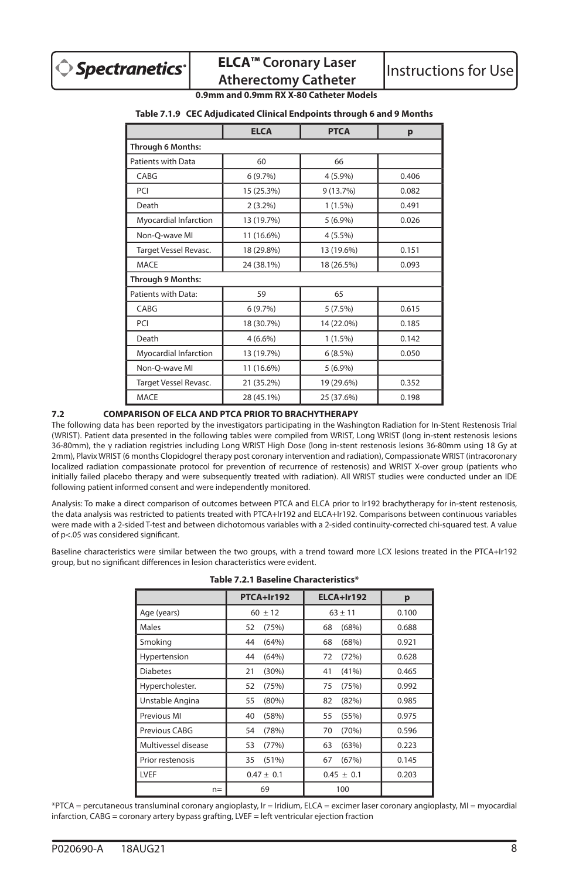**0.9mm and 0.9mm RX X-80 Catheter Models**

**Table 7.1.9 CEC Adjudicated Clinical Endpoints through 6 and 9 Months**

| | ELCA | PTCA | p |
|---|---|---|---|
| **Through 6 Months:** | | | |
| Patients with Data | 60 | 66 | |
| CABG | 6 (9.7%) | 4 (5.9%) | 0.406 |
| PCI | 15 (25.3%) | 9 (13.7%) | 0.082 |
| Death | 2 (3.2%) | 1 (1.5%) | 0.491 |
| Myocardial Infarction | 13 (19.7%) | 5 (6.9%) | 0.026 |
| Non-Q-wave MI | 11 (16.6%) | 4 (5.5%) | |
| Target Vessel Revasc. | 18 (29.8%) | 13 (19.6%) | 0.151 |
| MACE | 24 (38.1%) | 18 (26.5%) | 0.093 |
| **Through 9 Months:** | | | |
| Patients with Data: | 59 | 65 | |
| CABG | 6 (9.7%) | 5 (7.5%) | 0.615 |
| PCI | 18 (30.7%) | 14 (22.0%) | 0.185 |
| Death | 4 (6.6%) | 1 (1.5%) | 0.142 |
| Myocardial Infarction | 13 (19.7%) | 6 (8.5%) | 0.050 |
| Non-Q-wave MI | 11 (16.6%) | 5 (6.9%) | |
| Target Vessel Revasc. | 21 (35.2%) | 19 (29.6%) | 0.352 |
| MACE | 28 (45.1%) | 25 (37.6%) | 0.198 |

## 7.2 COMPARISON OF ELCA AND PTCA PRIOR TO BRACHYTHERAPY

The following data has been reported by the investigators participating in the Washington Radiation for In-Stent Restenosis Trial (WRIST). Patient data presented in the following tables were compiled from WRIST, Long WRIST (long in-stent restenosis lesions 36-80mm), the γ radiation registries including Long WRIST High Dose (long in-stent restenosis lesions 36-80mm using 18 Gy at 2mm), Plavix WRIST (6 months Clopidogrel therapy post coronary intervention and radiation), Compassionate WRIST (intracoronary localized radiation compassionate protocol for prevention of recurrence of restenosis) and WRIST X-over group (patients who initially failed placebo therapy and were subsequently treated with radiation). All WRIST studies were conducted under an IDE following patient informed consent and were independently monitored.

Analysis: To make a direct comparison of outcomes between PTCA and ELCA prior to Ir192 brachytherapy for in-stent restenosis, the data analysis was restricted to patients treated with PTCA+Ir192 and ELCA+Ir192. Comparisons between continuous variables were made with a 2-sided T-test and between dichotomous variables with a 2-sided continuity-corrected chi-squared test. A value of $p<.05$ was considered significant.

Baseline characteristics were similar between the two groups, with a trend toward more LCX lesions treated in the PTCA+Ir192 group, but no significant differences in lesion characteristics were evident.

**Table 7.2.1 Baseline Characteristics***

| | PTCA+Ir192 | ELCA+Ir192 | p |
|---|---|---|---|
| Age (years) | 60 ± 12 | 63 ± 11 | 0.100 |
| Males | 52 (75%) | 68 (68%) | 0.688 |
| Smoking | 44 (64%) | 68 (68%) | 0.921 |
| Hypertension | 44 (64%) | 72 (72%) | 0.628 |
| Diabetes | 21 (30%) | 41 (41%) | 0.465 |
| Hypercholester. | 52 (75%) | 75 (75%) | 0.992 |
| Unstable Angina | 55 (80%) | 82 (82%) | 0.985 |
| Previous MI | 40 (58%) | 55 (55%) | 0.975 |
| Previous CABG | 54 (78%) | 70 (70%) | 0.596 |
| Multivessel disease | 53 (77%) | 63 (63%) | 0.223 |
| Prior restenosis | 35 (51%) | 67 (67%) | 0.145 |
| LVEF | 0.47 ± 0.1 | 0.45 ± 0.1 | 0.203 |
| n= | 69 | 100 | |

*PTCA = percutaneous transluminal coronary angioplasty, Ir = Iridium, ELCA = excimer laser coronary angioplasty, MI = myocardial infarction, CABG = coronary artery bypass grafting, LVEF = left ventricular ejection fraction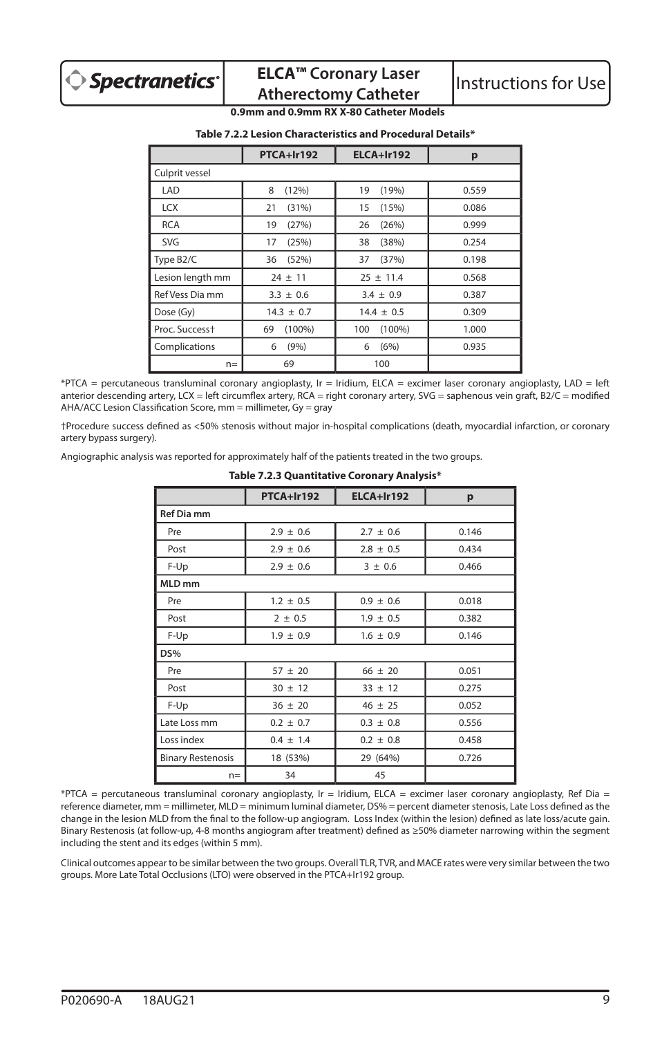**0.9mm and 0.9mm RX X-80 Catheter Models**

**Table 7.2.2 Lesion Characteristics and Procedural Details***

| | PTCA+Ir192 | ELCA+Ir192 | p |
|---|---|---|---|
| Culprit vessel | | | |
| LAD | 8 (12%) | 19 (19%) | 0.559 |
| LCX | 21 (31%) | 15 (15%) | 0.086 |
| RCA | 19 (27%) | 26 (26%) | 0.999 |
| SVG | 17 (25%) | 38 (38%) | 0.254 |
| Type B2/C | 36 (52%) | 37 (37%) | 0.198 |
| Lesion length mm | 24 ± 11 | 25 ± 11.4 | 0.568 |
| Ref Vess Dia mm | 3.3 ± 0.6 | 3.4 ± 0.9 | 0.387 |
| Dose (Gy) | 14.3 ± 0.7 | 14.4 ± 0.5 | 0.309 |
| Proc. Success† | 69 (100%) | 100 (100%) | 1.000 |
| Complications | 6 (9%) | 6 (6%) | 0.935 |
| n= | 69 | 100 | |

*PTCA = percutaneous transluminal coronary angioplasty, Ir = Iridium, ELCA = excimer laser coronary angioplasty, LAD = left anterior descending artery, LCX = left circumflex artery, RCA = right coronary artery, SVG = saphenous vein graft, B2/C = modified AHA/ACC Lesion Classification Score, mm = millimeter, Gy = gray

†Procedure success defined as <50% stenosis without major in-hospital complications (death, myocardial infarction, or coronary artery bypass surgery).

Angiographic analysis was reported for approximately half of the patients treated in the two groups.

**Table 7.2.3 Quantitative Coronary Analysis***

| | PTCA+Ir192 | ELCA+Ir192 | p |
|---|---|---|---|
| **Ref Dia mm** | | | |
| Pre | 2.9 ± 0.6 | 2.7 ± 0.6 | 0.146 |
| Post | 2.9 ± 0.6 | 2.8 ± 0.5 | 0.434 |
| F-Up | 2.9 ± 0.6 | 3 ± 0.6 | 0.466 |
| **MLD mm** | | | |
| Pre | 1.2 ± 0.5 | 0.9 ± 0.6 | 0.018 |
| Post | 2 ± 0.5 | 1.9 ± 0.5 | 0.382 |
| F-Up | 1.9 ± 0.9 | 1.6 ± 0.9 | 0.146 |
| **DS%** | | | |
| Pre | 57 ± 20 | 66 ± 20 | 0.051 |
| Post | 30 ± 12 | 33 ± 12 | 0.275 |
| F-Up | 36 ± 20 | 46 ± 25 | 0.052 |
| Late Loss mm | 0.2 ± 0.7 | 0.3 ± 0.8 | 0.556 |
| Loss index | 0.4 ± 1.4 | 0.2 ± 0.8 | 0.458 |
| Binary Restenosis | 18 (53%) | 29 (64%) | 0.726 |
| n= | 34 | 45 | |

*PTCA = percutaneous transluminal coronary angioplasty, Ir = Iridium, ELCA = excimer laser coronary angioplasty, Ref Dia = reference diameter, mm = millimeter, MLD = minimum luminal diameter, DS% = percent diameter stenosis, Late Loss defined as the change in the lesion MLD from the final to the follow-up angiogram. Loss Index (within the lesion) defined as late loss/acute gain. Binary Restenosis (at follow-up, 4-8 months angiogram after treatment) defined as ≥50% diameter narrowing within the segment including the stent and its edges (within 5 mm).

Clinical outcomes appear to be similar between the two groups. Overall TLR, TVR, and MACE rates were very similar between the two groups. More Late Total Occlusions (LTO) were observed in the PTCA+Ir192 group.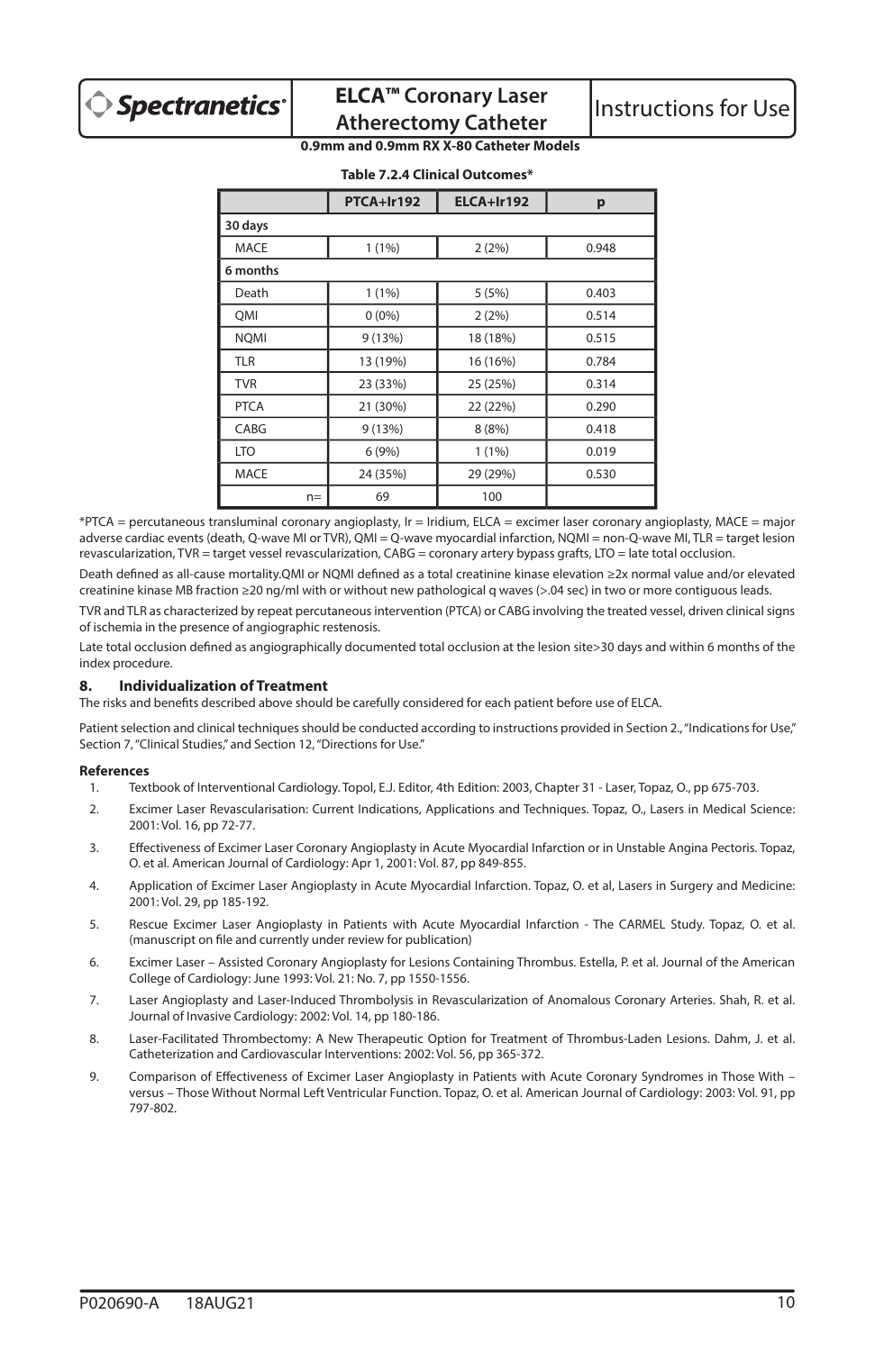**0.9mm and 0.9mm RX X-80 Catheter Models**

**Table 7.2.4 Clinical Outcomes***

| | PTCA+Ir192 | ELCA+Ir192 | p |
|---|---|---|---|
| **30 days** | | | |
| MACE | 1 (1%) | 2 (2%) | 0.948 |
| **6 months** | | | |
| Death | 1 (1%) | 5 (5%) | 0.403 |
| QMI | 0 (0%) | 2 (2%) | 0.514 |
| NQMI | 9 (13%) | 18 (18%) | 0.515 |
| TLR | 13 (19%) | 16 (16%) | 0.784 |
| TVR | 23 (33%) | 25 (25%) | 0.314 |
| PTCA | 21 (30%) | 22 (22%) | 0.290 |
| CABG | 9 (13%) | 8 (8%) | 0.418 |
| LTO | 6 (9%) | 1 (1%) | 0.019 |
| MACE | 24 (35%) | 29 (29%) | 0.530 |
| n= | 69 | 100 | |

*PTCA = percutaneous transluminal coronary angioplasty, Ir = Iridium, ELCA = excimer laser coronary angioplasty, MACE = major adverse cardiac events (death, Q-wave MI or TVR), QMI = Q-wave myocardial infarction, NQMI = non-Q-wave MI, TLR = target lesion revascularization, TVR = target vessel revascularization, CABG = coronary artery bypass grafts, LTO = late total occlusion.

Death defined as all-cause mortality.QMI or NQMI defined as a total creatinine kinase elevation ≥2x normal value and/or elevated creatinine kinase MB fraction ≥20 ng/ml with or without new pathological q waves (>.04 sec) in two or more contiguous leads.

TVR and TLR as characterized by repeat percutaneous intervention (PTCA) or CABG involving the treated vessel, driven clinical signs of ischemia in the presence of angiographic restenosis.

Late total occlusion defined as angiographically documented total occlusion at the lesion site>30 days and within 6 months of the index procedure.

## 8. Individualization of Treatment

The risks and benefits described above should be carefully considered for each patient before use of ELCA.

Patient selection and clinical techniques should be conducted according to instructions provided in Section 2., "Indications for Use," Section 7, "Clinical Studies," and Section 12, "Directions for Use."

### References

1. Textbook of Interventional Cardiology. Topol, E.J. Editor, 4th Edition: 2003, Chapter 31 - Laser, Topaz, O., pp 675-703.
2. Excimer Laser Revascularisation: Current Indications, Applications and Techniques. Topaz, O., Lasers in Medical Science: 2001: Vol. 16, pp 72-77.
3. Effectiveness of Excimer Laser Coronary Angioplasty in Acute Myocardial Infarction or in Unstable Angina Pectoris. Topaz, O. et al. American Journal of Cardiology: Apr 1, 2001: Vol. 87, pp 849-855.
4. Application of Excimer Laser Angioplasty in Acute Myocardial Infarction. Topaz, O. et al, Lasers in Surgery and Medicine: 2001: Vol. 29, pp 185-192.
5. Rescue Excimer Laser Angioplasty in Patients with Acute Myocardial Infarction - The CARMEL Study. Topaz, O. et al. (manuscript on file and currently under review for publication)
6. Excimer Laser – Assisted Coronary Angioplasty for Lesions Containing Thrombus. Estella, P. et al. Journal of the American College of Cardiology: June 1993: Vol. 21: No. 7, pp 1550-1556.
7. Laser Angioplasty and Laser-Induced Thrombolysis in Revascularization of Anomalous Coronary Arteries. Shah, R. et al. Journal of Invasive Cardiology: 2002: Vol. 14, pp 180-186.
8. Laser-Facilitated Thrombectomy: A New Therapeutic Option for Treatment of Thrombus-Laden Lesions. Dahm, J. et al. Catheterization and Cardiovascular Interventions: 2002: Vol. 56, pp 365-372.
9. Comparison of Effectiveness of Excimer Laser Angioplasty in Patients with Acute Coronary Syndromes in Those With – versus – Those Without Normal Left Ventricular Function. Topaz, O. et al. American Journal of Cardiology: 2003: Vol. 91, pp 797-802.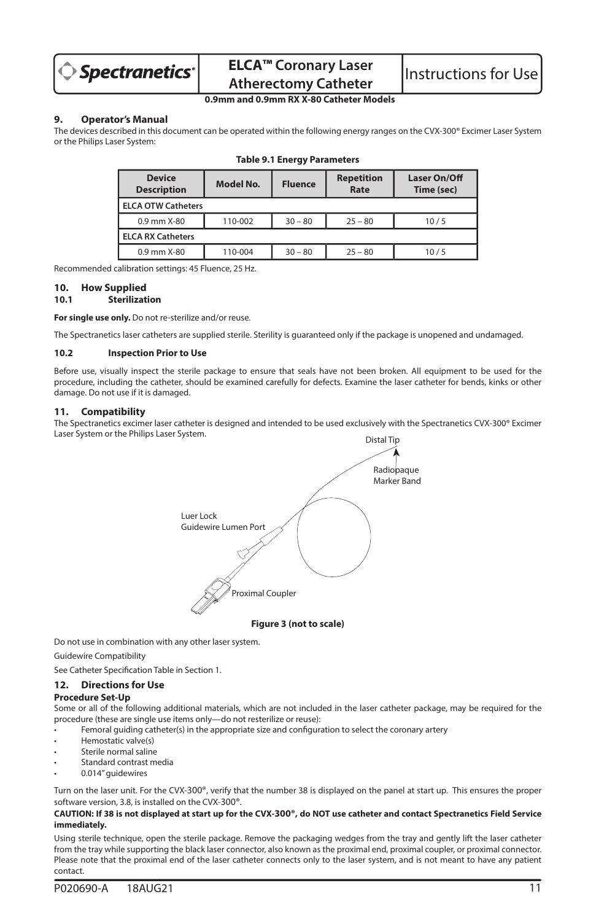## 9. Operator's Manual

The devices described in this document can be operated within the following energy ranges on the CVX-300® Excimer Laser System or the Philips Laser System:

**Table 9.1 Energy Parameters**

| Device Description | Model No. | Fluence | Repetition Rate | Laser On/Off Time (sec) |
|---|---|---|---|---|
| **ELCA OTW Catheters** | | | | |
| 0.9 mm X-80 | 110-002 | 30 – 80 | 25 – 80 | 10 / 5 |
| **ELCA RX Catheters** | | | | |
| 0.9 mm X-80 | 110-004 | 30 – 80 | 25 – 80 | 10 / 5 |

Recommended calibration settings: 45 Fluence, 25 Hz.

## 10. How Supplied

### 10.1 Sterilization

**For single use only.** Do not re-sterilize and/or reuse.

The Spectranetics laser catheters are supplied sterile. Sterility is guaranteed only if the package is unopened and undamaged.

### 10.2 Inspection Prior to Use

Before use, visually inspect the sterile package to ensure that seals have not been broken. All equipment to be used for the procedure, including the catheter, should be examined carefully for defects. Examine the laser catheter for bends, kinks or other damage. Do not use if it is damaged.

## 11. Compatibility

The Spectranetics excimer laser catheter is designed and intended to be used exclusively with the Spectranetics CVX-300® Excimer Laser System or the Philips Laser System.

Distal Tip

Radiopaque Marker Band

Luer Lock Guidewire Lumen Port

Proximal Coupler

**Figure 3 (not to scale)**

Do not use in combination with any other laser system.

Guidewire Compatibility

See Catheter Specification Table in Section 1.

## 12. Directions for Use

**Procedure Set-Up**

Some or all of the following additional materials, which are not included in the laser catheter package, may be required for the procedure (these are single use items only—do not resterilize or reuse):

- Femoral guiding catheter(s) in the appropriate size and configuration to select the coronary artery
- Hemostatic valve(s)
- Sterile normal saline
- Standard contrast media
- 0.014" guidewires

Turn on the laser unit. For the CVX-300®, verify that the number 38 is displayed on the panel at start up. This ensures the proper software version, 3.8, is installed on the CVX-300®.

**CAUTION: If 38 is not displayed at start up for the CVX-300®, do NOT use catheter and contact Spectranetics Field Service immediately.**

Using sterile technique, open the sterile package. Remove the packaging wedges from the tray and gently lift the laser catheter from the tray while supporting the black laser connector, also known as the proximal end, proximal coupler, or proximal connector. Please note that the proximal end of the laser catheter connects only to the laser system, and is not meant to have any patient contact.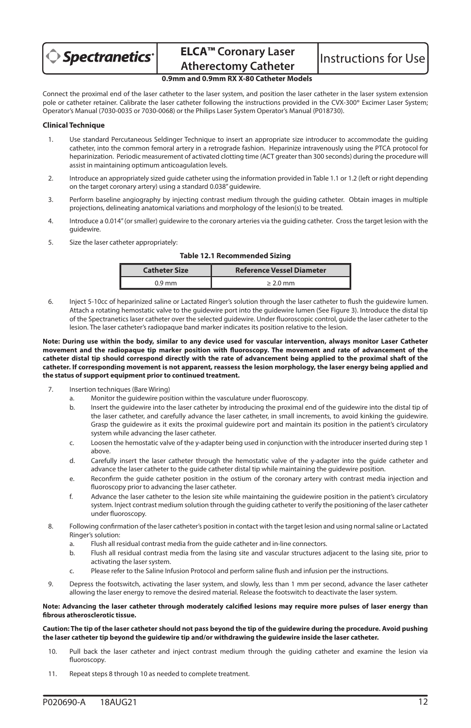Connect the proximal end of the laser catheter to the laser system, and position the laser catheter in the laser system extension pole or catheter retainer. Calibrate the laser catheter following the instructions provided in the CVX-300® Excimer Laser System; Operator's Manual (7030-0035 or 7030-0068) or the Philips Laser System Operator's Manual (P018730).

**Clinical Technique**

1. Use standard Percutaneous Seldinger Technique to insert an appropriate size introducer to accommodate the guiding catheter, into the common femoral artery in a retrograde fashion. Heparinize intravenously using the PTCA protocol for heparinization. Periodic measurement of activated clotting time (ACT greater than 300 seconds) during the procedure will assist in maintaining optimum anticoagulation levels.

2. Introduce an appropriately sized guide catheter using the information provided in Table 1.1 or 1.2 (left or right depending on the target coronary artery) using a standard 0.038" guidewire.

3. Perform baseline angiography by injecting contrast medium through the guiding catheter. Obtain images in multiple projections, delineating anatomical variations and morphology of the lesion(s) to be treated.

4. Introduce a 0.014" (or smaller) guidewire to the coronary arteries via the guiding catheter. Cross the target lesion with the guidewire.

5. Size the laser catheter appropriately:

**Table 12.1 Recommended Sizing**

| Catheter Size | Reference Vessel Diameter |
|---|---|
| 0.9 mm | ≥ 2.0 mm |

6. Inject 5-10cc of heparinized saline or Lactated Ringer's solution through the laser catheter to flush the guidewire lumen. Attach a rotating hemostatic valve to the guidewire port into the guidewire lumen (See Figure 3). Introduce the distal tip of the Spectranetics laser catheter over the selected guidewire. Under fluoroscopic control, guide the laser catheter to the lesion. The laser catheter's radiopaque band marker indicates its position relative to the lesion.

**Note: During use within the body, similar to any device used for vascular intervention, always monitor Laser Catheter movement and the radiopaque tip marker position with fluoroscopy. The movement and rate of advancement of the catheter distal tip should correspond directly with the rate of advancement being applied to the proximal shaft of the catheter. If corresponding movement is not apparent, reassess the lesion morphology, the laser energy being applied and the status of support equipment prior to continued treatment.**

7. Insertion techniques (Bare Wiring)
   a. Monitor the guidewire position within the vasculature under fluoroscopy.
   b. Insert the guidewire into the laser catheter by introducing the proximal end of the guidewire into the distal tip of the laser catheter, and carefully advance the laser catheter, in small increments, to avoid kinking the guidewire. Grasp the guidewire as it exits the proximal guidewire port and maintain its position in the patient's circulatory system while advancing the laser catheter.
   c. Loosen the hemostatic valve of the y-adapter being used in conjunction with the introducer inserted during step 1 above.
   d. Carefully insert the laser catheter through the hemostatic valve of the y-adapter into the guide catheter and advance the laser catheter to the guide catheter distal tip while maintaining the guidewire position.
   e. Reconfirm the guide catheter position in the ostium of the coronary artery with contrast media injection and fluoroscopy prior to advancing the laser catheter.
   f. Advance the laser catheter to the lesion site while maintaining the guidewire position in the patient's circulatory system. Inject contrast medium solution through the guiding catheter to verify the positioning of the laser catheter under fluoroscopy.

8. Following confirmation of the laser catheter's position in contact with the target lesion and using normal saline or Lactated Ringer's solution:
   a. Flush all residual contrast media from the guide catheter and in-line connectors.
   b. Flush all residual contrast media from the lasing site and vascular structures adjacent to the lasing site, prior to activating the laser system.
   c. Please refer to the Saline Infusion Protocol and perform saline flush and infusion per the instructions.

9. Depress the footswitch, activating the laser system, and slowly, less than 1 mm per second, advance the laser catheter allowing the laser energy to remove the desired material. Release the footswitch to deactivate the laser system.

**Note: Advancing the laser catheter through moderately calcified lesions may require more pulses of laser energy than fibrous atherosclerotic tissue.**

**Caution: The tip of the laser catheter should not pass beyond the tip of the guidewire during the procedure. Avoid pushing the laser catheter tip beyond the guidewire tip and/or withdrawing the guidewire inside the laser catheter.**

10. Pull back the laser catheter and inject contrast medium through the guiding catheter and examine the lesion via fluoroscopy.

11. Repeat steps 8 through 10 as needed to complete treatment.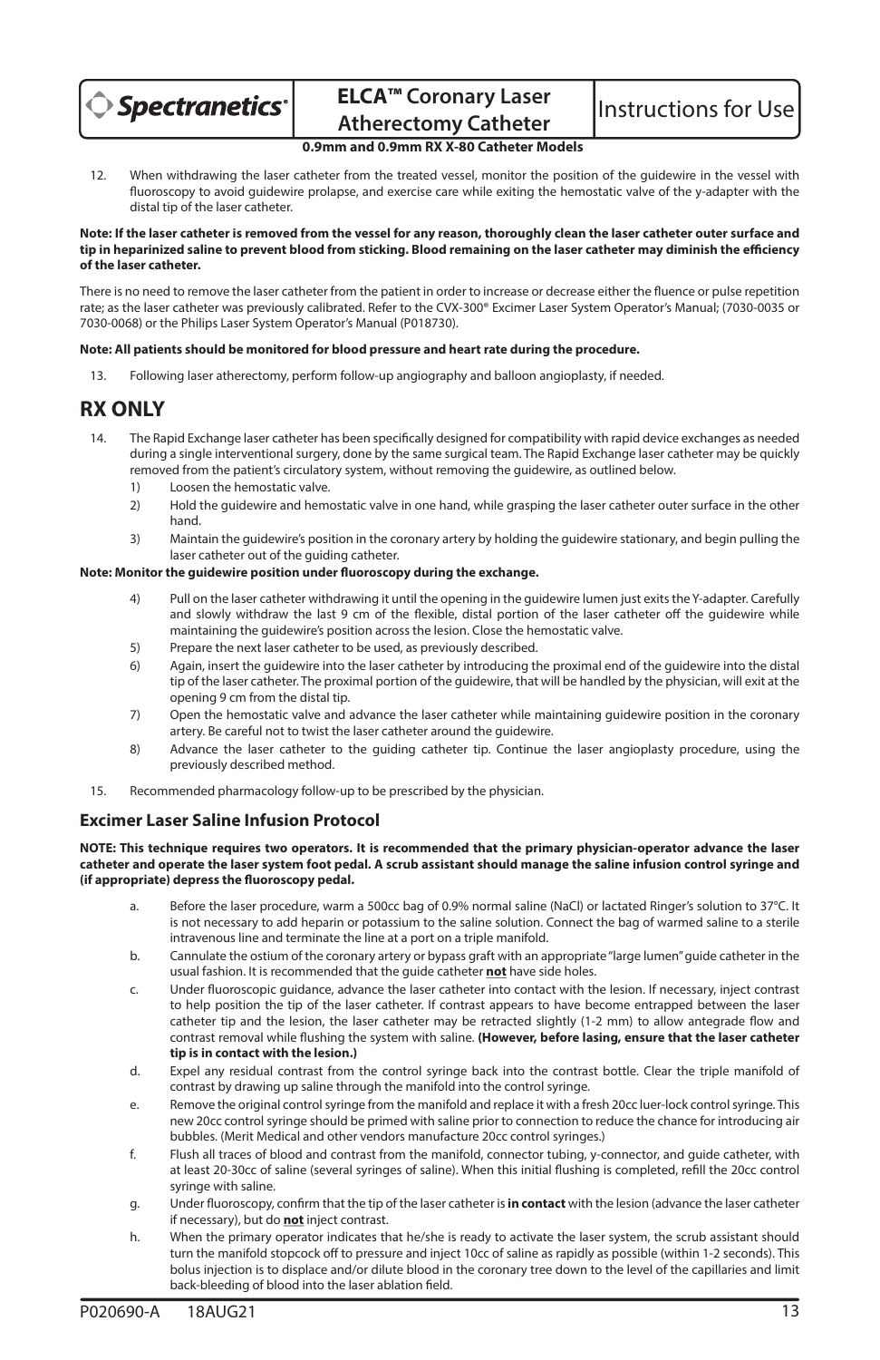12. When withdrawing the laser catheter from the treated vessel, monitor the position of the guidewire in the vessel with fluoroscopy to avoid guidewire prolapse, and exercise care while exiting the hemostatic valve of the y-adapter with the distal tip of the laser catheter.

**Note: If the laser catheter is removed from the vessel for any reason, thoroughly clean the laser catheter outer surface and tip in heparinized saline to prevent blood from sticking. Blood remaining on the laser catheter may diminish the efficiency of the laser catheter.**

There is no need to remove the laser catheter from the patient in order to increase or decrease either the fluence or pulse repetition rate; as the laser catheter was previously calibrated. Refer to the CVX-300® Excimer Laser System Operator's Manual; (7030-0035 or 7030-0068) or the Philips Laser System Operator's Manual (P018730).

**Note: All patients should be monitored for blood pressure and heart rate during the procedure.**

13. Following laser atherectomy, perform follow-up angiography and balloon angioplasty, if needed.

# RX ONLY

14. The Rapid Exchange laser catheter has been specifically designed for compatibility with rapid device exchanges as needed during a single interventional surgery, done by the same surgical team. The Rapid Exchange laser catheter may be quickly removed from the patient's circulatory system, without removing the guidewire, as outlined below.
    1) Loosen the hemostatic valve.
    2) Hold the guidewire and hemostatic valve in one hand, while grasping the laser catheter outer surface in the other hand.
    3) Maintain the guidewire's position in the coronary artery by holding the guidewire stationary, and begin pulling the laser catheter out of the guiding catheter.

**Note: Monitor the guidewire position under fluoroscopy during the exchange.**

    4) Pull on the laser catheter withdrawing it until the opening in the guidewire lumen just exits the Y-adapter. Carefully and slowly withdraw the last 9 cm of the flexible, distal portion of the laser catheter off the guidewire while maintaining the guidewire's position across the lesion. Close the hemostatic valve.
    5) Prepare the next laser catheter to be used, as previously described.
    6) Again, insert the guidewire into the laser catheter by introducing the proximal end of the guidewire into the distal tip of the laser catheter. The proximal portion of the guidewire, that will be handled by the physician, will exit at the opening 9 cm from the distal tip.
    7) Open the hemostatic valve and advance the laser catheter while maintaining guidewire position in the coronary artery. Be careful not to twist the laser catheter around the guidewire.
    8) Advance the laser catheter to the guiding catheter tip. Continue the laser angioplasty procedure, using the previously described method.

15. Recommended pharmacology follow-up to be prescribed by the physician.

### Excimer Laser Saline Infusion Protocol

**NOTE: This technique requires two operators. It is recommended that the primary physician-operator advance the laser catheter and operate the laser system foot pedal. A scrub assistant should manage the saline infusion control syringe and (if appropriate) depress the fluoroscopy pedal.**

a. Before the laser procedure, warm a 500cc bag of 0.9% normal saline (NaCl) or lactated Ringer's solution to 37°C. It is not necessary to add heparin or potassium to the saline solution. Connect the bag of warmed saline to a sterile intravenous line and terminate the line at a port on a triple manifold.

b. Cannulate the ostium of the coronary artery or bypass graft with an appropriate "large lumen" guide catheter in the usual fashion. It is recommended that the guide catheter **not** have side holes.

c. Under fluoroscopic guidance, advance the laser catheter into contact with the lesion. If necessary, inject contrast to help position the tip of the laser catheter. If contrast appears to have become entrapped between the laser catheter tip and the lesion, the laser catheter may be retracted slightly (1-2 mm) to allow antegrade flow and contrast removal while flushing the system with saline. **(However, before lasing, ensure that the laser catheter tip is in contact with the lesion.)**

d. Expel any residual contrast from the control syringe back into the contrast bottle. Clear the triple manifold of contrast by drawing up saline through the manifold into the control syringe.

e. Remove the original control syringe from the manifold and replace it with a fresh 20cc luer-lock control syringe. This new 20cc control syringe should be primed with saline prior to connection to reduce the chance for introducing air bubbles. (Merit Medical and other vendors manufacture 20cc control syringes.)

f. Flush all traces of blood and contrast from the manifold, connector tubing, y-connector, and guide catheter, with at least 20-30cc of saline (several syringes of saline). When this initial flushing is completed, refill the 20cc control syringe with saline.

g. Under fluoroscopy, confirm that the tip of the laser catheter is **in contact** with the lesion (advance the laser catheter if necessary), but do **not** inject contrast.

h. When the primary operator indicates that he/she is ready to activate the laser system, the scrub assistant should turn the manifold stopcock off to pressure and inject 10cc of saline as rapidly as possible (within 1-2 seconds). This bolus injection is to displace and/or dilute blood in the coronary tree down to the level of the capillaries and limit back-bleeding of blood into the laser ablation field.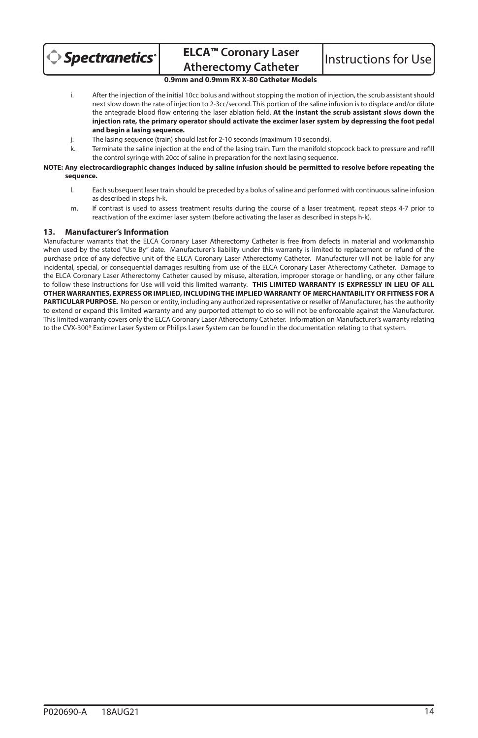i. After the injection of the initial 10cc bolus and without stopping the motion of injection, the scrub assistant should next slow down the rate of injection to 2-3cc/second. This portion of the saline infusion is to displace and/or dilute the antegrade blood flow entering the laser ablation field. **At the instant the scrub assistant slows down the injection rate, the primary operator should activate the excimer laser system by depressing the foot pedal and begin a lasing sequence.**

j. The lasing sequence (train) should last for 2-10 seconds (maximum 10 seconds).

k. Terminate the saline injection at the end of the lasing train. Turn the manifold stopcock back to pressure and refill the control syringe with 20cc of saline in preparation for the next lasing sequence.

**NOTE: Any electrocardiographic changes induced by saline infusion should be permitted to resolve before repeating the sequence.**

l. Each subsequent laser train should be preceded by a bolus of saline and performed with continuous saline infusion as described in steps h-k.

m. If contrast is used to assess treatment results during the course of a laser treatment, repeat steps 4-7 prior to reactivation of the excimer laser system (before activating the laser as described in steps h-k).

## 13. Manufacturer's Information

Manufacturer warrants that the ELCA Coronary Laser Atherectomy Catheter is free from defects in material and workmanship when used by the stated "Use By" date. Manufacturer's liability under this warranty is limited to replacement or refund of the purchase price of any defective unit of the ELCA Coronary Laser Atherectomy Catheter. Manufacturer will not be liable for any incidental, special, or consequential damages resulting from use of the ELCA Coronary Laser Atherectomy Catheter. Damage to the ELCA Coronary Laser Atherectomy Catheter caused by misuse, alteration, improper storage or handling, or any other failure to follow these Instructions for Use will void this limited warranty. **THIS LIMITED WARRANTY IS EXPRESSLY IN LIEU OF ALL OTHER WARRANTIES, EXPRESS OR IMPLIED, INCLUDING THE IMPLIED WARRANTY OF MERCHANTABILITY OR FITNESS FOR A PARTICULAR PURPOSE.** No person or entity, including any authorized representative or reseller of Manufacturer, has the authority to extend or expand this limited warranty and any purported attempt to do so will not be enforceable against the Manufacturer. This limited warranty covers only the ELCA Coronary Laser Atherectomy Catheter. Information on Manufacturer's warranty relating to the CVX-300® Excimer Laser System or Philips Laser System can be found in the documentation relating to that system.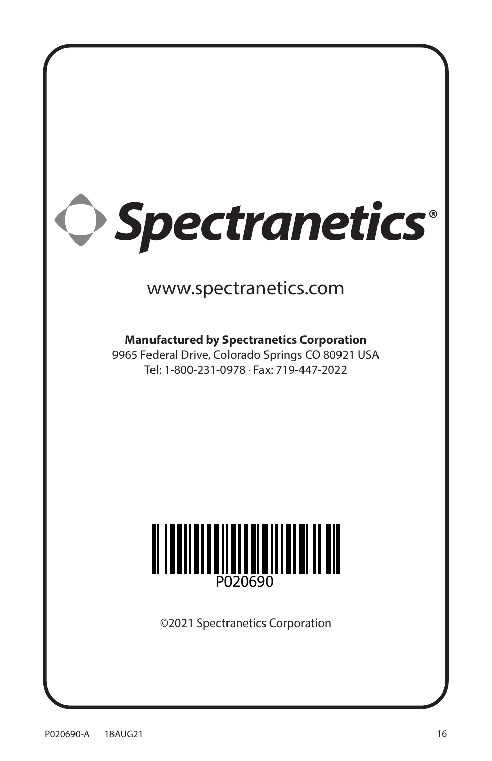Spectranetics®

www.spectranetics.com

**Manufactured by Spectranetics Corporation**
9965 Federal Drive, Colorado Springs CO 80921 USA
Tel: 1-800-231-0978 · Fax: 719-447-2022

P020690

©2021 Spectranetics Corporation

P020690-A 18AUG21